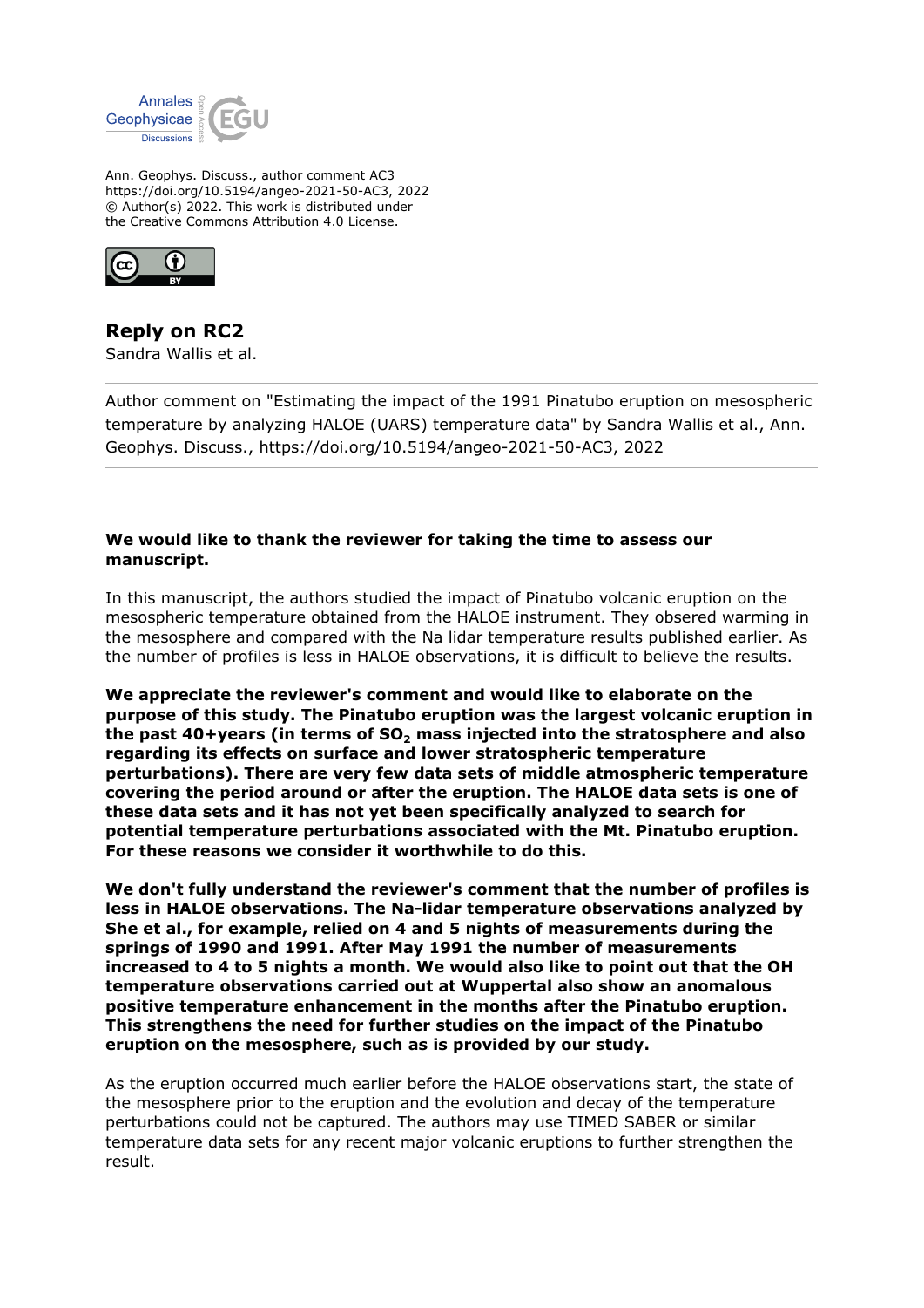Ann. Geophys. Discuss., author comment AC3
https://doi.org/10.5194/angeo-2021-50-AC3, 2022
© Author(s) 2022. This work is distributed under
the Creative Commons Attribution 4.0 License.

# Reply on RC2

Sandra Wallis et al.

---

Author comment on "Estimating the impact of the 1991 Pinatubo eruption on mesospheric temperature by analyzing HALOE (UARS) temperature data" by Sandra Wallis et al., Ann. Geophys. Discuss., https://doi.org/10.5194/angeo-2021-50-AC3, 2022

---

**We would like to thank the reviewer for taking the time to assess our manuscript.**

In this manuscript, the authors studied the impact of Pinatubo volcanic eruption on the mesospheric temperature obtained from the HALOE instrument. They obsered warming in the mesosphere and compared with the Na lidar temperature results published earlier. As the number of profiles is less in HALOE observations, it is difficult to believe the results.

**We appreciate the reviewer's comment and would like to elaborate on the purpose of this study. The Pinatubo eruption was the largest volcanic eruption in the past 40+years (in terms of $SO_2$ mass injected into the stratosphere and also regarding its effects on surface and lower stratospheric temperature perturbations). There are very few data sets of middle atmospheric temperature covering the period around or after the eruption. The HALOE data sets is one of these data sets and it has not yet been specifically analyzed to search for potential temperature perturbations associated with the Mt. Pinatubo eruption. For these reasons we consider it worthwhile to do this.**

**We don't fully understand the reviewer's comment that the number of profiles is less in HALOE observations. The Na-lidar temperature observations analyzed by She et al., for example, relied on 4 and 5 nights of measurements during the springs of 1990 and 1991. After May 1991 the number of measurements increased to 4 to 5 nights a month. We would also like to point out that the OH temperature observations carried out at Wuppertal also show an anomalous positive temperature enhancement in the months after the Pinatubo eruption. This strengthens the need for further studies on the impact of the Pinatubo eruption on the mesosphere, such as is provided by our study.**

As the eruption occurred much earlier before the HALOE observations start, the state of the mesosphere prior to the eruption and the evolution and decay of the temperature perturbations could not be captured. The authors may use TIMED SABER or similar temperature data sets for any recent major volcanic eruptions to further strengthen the result.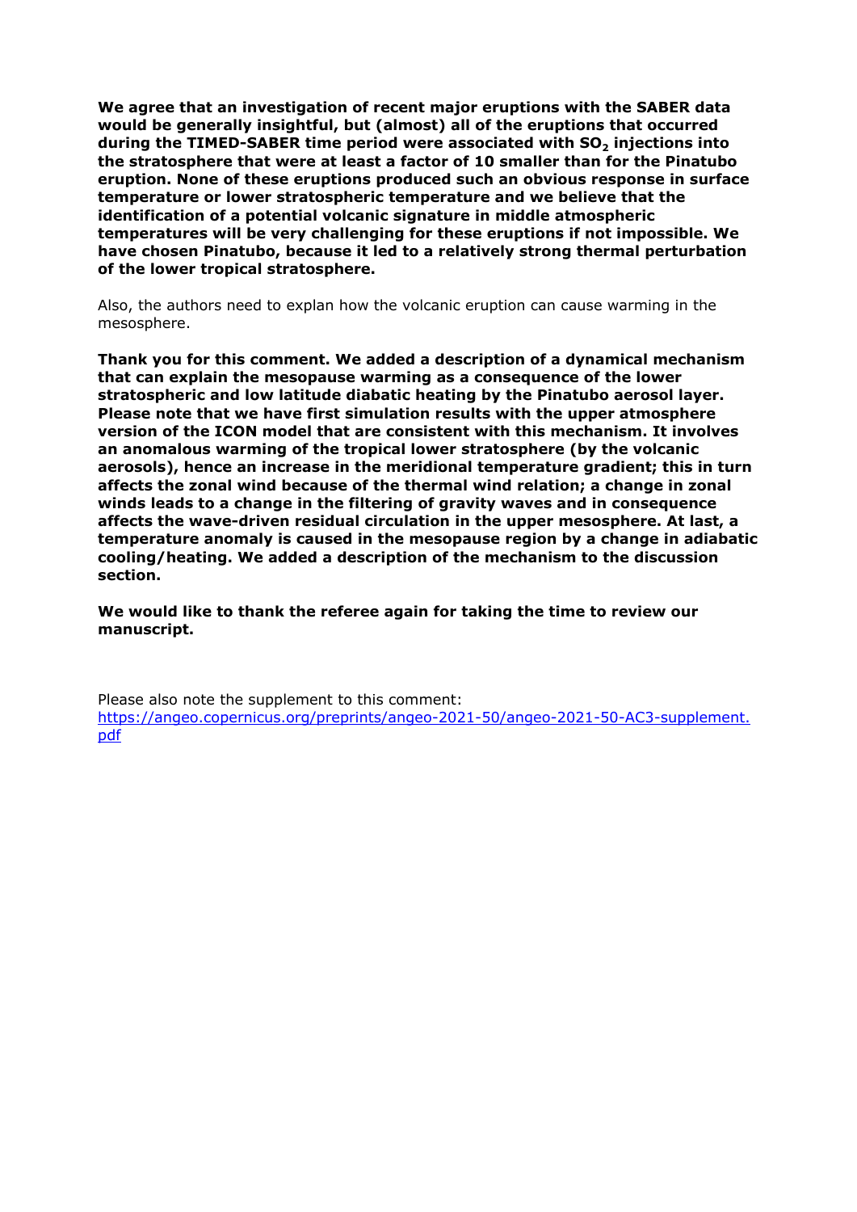**We agree that an investigation of recent major eruptions with the SABER data would be generally insightful, but (almost) all of the eruptions that occurred during the TIMED-SABER time period were associated with $SO_2$ injections into the stratosphere that were at least a factor of 10 smaller than for the Pinatubo eruption. None of these eruptions produced such an obvious response in surface temperature or lower stratospheric temperature and we believe that the identification of a potential volcanic signature in middle atmospheric temperatures will be very challenging for these eruptions if not impossible. We have chosen Pinatubo, because it led to a relatively strong thermal perturbation of the lower tropical stratosphere.**

Also, the authors need to explan how the volcanic eruption can cause warming in the mesosphere.

**Thank you for this comment. We added a description of a dynamical mechanism that can explain the mesopause warming as a consequence of the lower stratospheric and low latitude diabatic heating by the Pinatubo aerosol layer. Please note that we have first simulation results with the upper atmosphere version of the ICON model that are consistent with this mechanism. It involves an anomalous warming of the tropical lower stratosphere (by the volcanic aerosols), hence an increase in the meridional temperature gradient; this in turn affects the zonal wind because of the thermal wind relation; a change in zonal winds leads to a change in the filtering of gravity waves and in consequence affects the wave-driven residual circulation in the upper mesosphere. At last, a temperature anomaly is caused in the mesopause region by a change in adiabatic cooling/heating. We added a description of the mechanism to the discussion section.**

**We would like to thank the referee again for taking the time to review our manuscript.**

Please also note the supplement to this comment:
https://angeo.copernicus.org/preprints/angeo-2021-50/angeo-2021-50-AC3-supplement.pdf